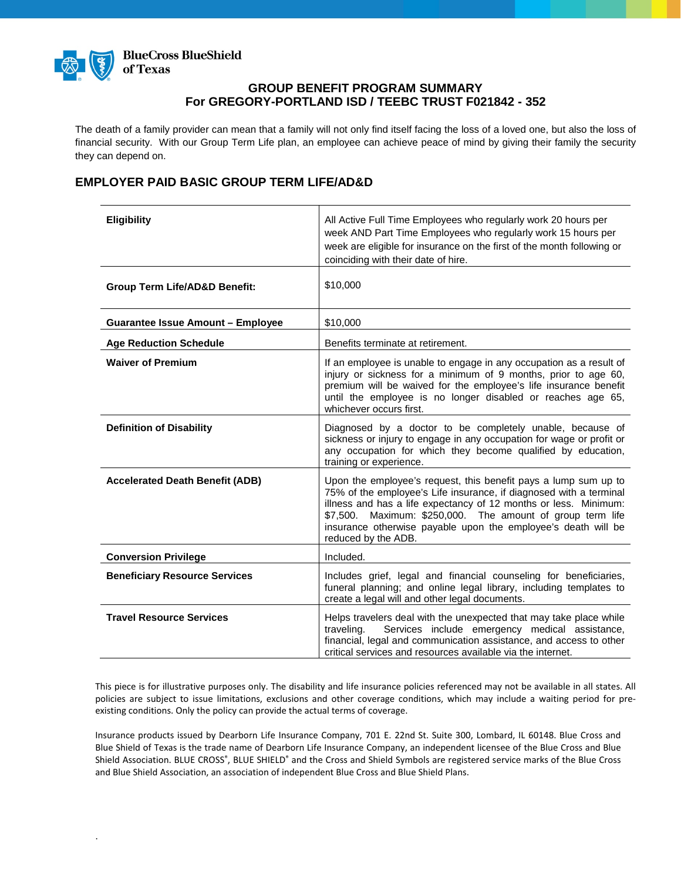BlueCross BlueShield of Texas

## GROUP BENEFIT PROGRAM SUMMARY
## For GREGORY-PORTLAND ISD / TEEBC TRUST F021842 - 352

The death of a family provider can mean that a family will not only find itself facing the loss of a loved one, but also the loss of financial security. With our Group Term Life plan, an employee can achieve peace of mind by giving their family the security they can depend on.

### EMPLOYER PAID BASIC GROUP TERM LIFE/AD&D

| | |
|---|---|
| **Eligibility** | All Active Full Time Employees who regularly work 20 hours per week AND Part Time Employees who regularly work 15 hours per week are eligible for insurance on the first of the month following or coinciding with their date of hire. |
| **Group Term Life/AD&D Benefit:** | $10,000 |
| **Guarantee Issue Amount – Employee** | $10,000 |
| **Age Reduction Schedule** | Benefits terminate at retirement. |
| **Waiver of Premium** | If an employee is unable to engage in any occupation as a result of injury or sickness for a minimum of 9 months, prior to age 60, premium will be waived for the employee's life insurance benefit until the employee is no longer disabled or reaches age 65, whichever occurs first. |
| **Definition of Disability** | Diagnosed by a doctor to be completely unable, because of sickness or injury to engage in any occupation for wage or profit or any occupation for which they become qualified by education, training or experience. |
| **Accelerated Death Benefit (ADB)** | Upon the employee's request, this benefit pays a lump sum up to 75% of the employee's Life insurance, if diagnosed with a terminal illness and has a life expectancy of 12 months or less. Minimum: $7,500. Maximum: $250,000. The amount of group term life insurance otherwise payable upon the employee's death will be reduced by the ADB. |
| **Conversion Privilege** | Included. |
| **Beneficiary Resource Services** | Includes grief, legal and financial counseling for beneficiaries, funeral planning; and online legal library, including templates to create a legal will and other legal documents. |
| **Travel Resource Services** | Helps travelers deal with the unexpected that may take place while traveling. Services include emergency medical assistance, financial, legal and communication assistance, and access to other critical services and resources available via the internet. |

This piece is for illustrative purposes only. The disability and life insurance policies referenced may not be available in all states. All policies are subject to issue limitations, exclusions and other coverage conditions, which may include a waiting period for pre-existing conditions. Only the policy can provide the actual terms of coverage.

Insurance products issued by Dearborn Life Insurance Company, 701 E. 22nd St. Suite 300, Lombard, IL 60148. Blue Cross and Blue Shield of Texas is the trade name of Dearborn Life Insurance Company, an independent licensee of the Blue Cross and Blue Shield Association. BLUE CROSS®, BLUE SHIELD® and the Cross and Shield Symbols are registered service marks of the Blue Cross and Blue Shield Association, an association of independent Blue Cross and Blue Shield Plans.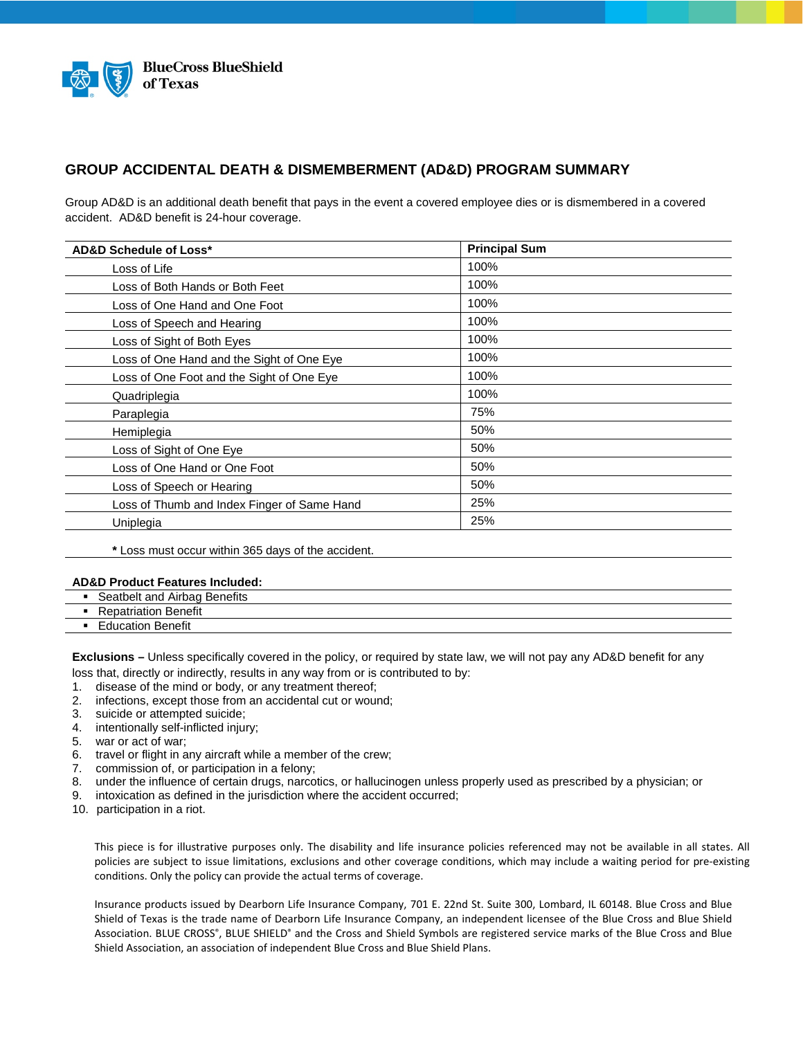BlueCross BlueShield of Texas

# GROUP ACCIDENTAL DEATH & DISMEMBERMENT (AD&D) PROGRAM SUMMARY

Group AD&D is an additional death benefit that pays in the event a covered employee dies or is dismembered in a covered accident. AD&D benefit is 24-hour coverage.

| AD&D Schedule of Loss* | Principal Sum |
|---|---|
| Loss of Life | 100% |
| Loss of Both Hands or Both Feet | 100% |
| Loss of One Hand and One Foot | 100% |
| Loss of Speech and Hearing | 100% |
| Loss of Sight of Both Eyes | 100% |
| Loss of One Hand and the Sight of One Eye | 100% |
| Loss of One Foot and the Sight of One Eye | 100% |
| Quadriplegia | 100% |
| Paraplegia | 75% |
| Hemiplegia | 50% |
| Loss of Sight of One Eye | 50% |
| Loss of One Hand or One Foot | 50% |
| Loss of Speech or Hearing | 50% |
| Loss of Thumb and Index Finger of Same Hand | 25% |
| Uniplegia | 25% |

**\*** Loss must occur within 365 days of the accident.

**AD&D Product Features Included:**

- Seatbelt and Airbag Benefits
- Repatriation Benefit
- Education Benefit

**Exclusions –** Unless specifically covered in the policy, or required by state law, we will not pay any AD&D benefit for any loss that, directly or indirectly, results in any way from or is contributed to by:

1. disease of the mind or body, or any treatment thereof;
2. infections, except those from an accidental cut or wound;
3. suicide or attempted suicide;
4. intentionally self-inflicted injury;
5. war or act of war;
6. travel or flight in any aircraft while a member of the crew;
7. commission of, or participation in a felony;
8. under the influence of certain drugs, narcotics, or hallucinogen unless properly used as prescribed by a physician; or
9. intoxication as defined in the jurisdiction where the accident occurred;
10. participation in a riot.

This piece is for illustrative purposes only. The disability and life insurance policies referenced may not be available in all states. All policies are subject to issue limitations, exclusions and other coverage conditions, which may include a waiting period for pre-existing conditions. Only the policy can provide the actual terms of coverage.

Insurance products issued by Dearborn Life Insurance Company, 701 E. 22nd St. Suite 300, Lombard, IL 60148. Blue Cross and Blue Shield of Texas is the trade name of Dearborn Life Insurance Company, an independent licensee of the Blue Cross and Blue Shield Association. BLUE CROSS®, BLUE SHIELD® and the Cross and Shield Symbols are registered service marks of the Blue Cross and Blue Shield Association, an association of independent Blue Cross and Blue Shield Plans.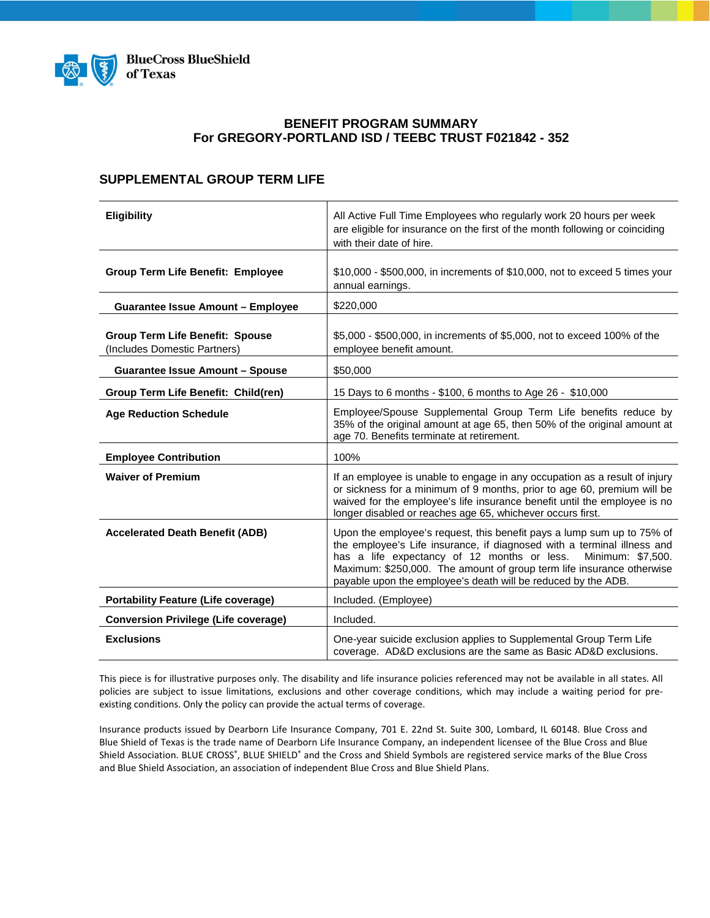BlueCross BlueShield of Texas

# BENEFIT PROGRAM SUMMARY
# For GREGORY-PORTLAND ISD / TEEBC TRUST F021842 - 352

## SUPPLEMENTAL GROUP TERM LIFE

| | |
|---|---|
| **Eligibility** | All Active Full Time Employees who regularly work 20 hours per week are eligible for insurance on the first of the month following or coinciding with their date of hire. |
| **Group Term Life Benefit: Employee** | $10,000 - $500,000, in increments of $10,000, not to exceed 5 times your annual earnings. |
| **Guarantee Issue Amount – Employee** | $220,000 |
| **Group Term Life Benefit: Spouse** (Includes Domestic Partners) | $5,000 - $500,000, in increments of $5,000, not to exceed 100% of the employee benefit amount. |
| **Guarantee Issue Amount – Spouse** | $50,000 |
| **Group Term Life Benefit: Child(ren)** | 15 Days to 6 months - $100, 6 months to Age 26 - $10,000 |
| **Age Reduction Schedule** | Employee/Spouse Supplemental Group Term Life benefits reduce by 35% of the original amount at age 65, then 50% of the original amount at age 70. Benefits terminate at retirement. |
| **Employee Contribution** | 100% |
| **Waiver of Premium** | If an employee is unable to engage in any occupation as a result of injury or sickness for a minimum of 9 months, prior to age 60, premium will be waived for the employee's life insurance benefit until the employee is no longer disabled or reaches age 65, whichever occurs first. |
| **Accelerated Death Benefit (ADB)** | Upon the employee's request, this benefit pays a lump sum up to 75% of the employee's Life insurance, if diagnosed with a terminal illness and has a life expectancy of 12 months or less. Minimum: $7,500. Maximum: $250,000. The amount of group term life insurance otherwise payable upon the employee's death will be reduced by the ADB. |
| **Portability Feature (Life coverage)** | Included. (Employee) |
| **Conversion Privilege (Life coverage)** | Included. |
| **Exclusions** | One-year suicide exclusion applies to Supplemental Group Term Life coverage. AD&D exclusions are the same as Basic AD&D exclusions. |

This piece is for illustrative purposes only. The disability and life insurance policies referenced may not be available in all states. All policies are subject to issue limitations, exclusions and other coverage conditions, which may include a waiting period for pre-existing conditions. Only the policy can provide the actual terms of coverage.

Insurance products issued by Dearborn Life Insurance Company, 701 E. 22nd St. Suite 300, Lombard, IL 60148. Blue Cross and Blue Shield of Texas is the trade name of Dearborn Life Insurance Company, an independent licensee of the Blue Cross and Blue Shield Association. BLUE CROSS®, BLUE SHIELD® and the Cross and Shield Symbols are registered service marks of the Blue Cross and Blue Shield Association, an association of independent Blue Cross and Blue Shield Plans.